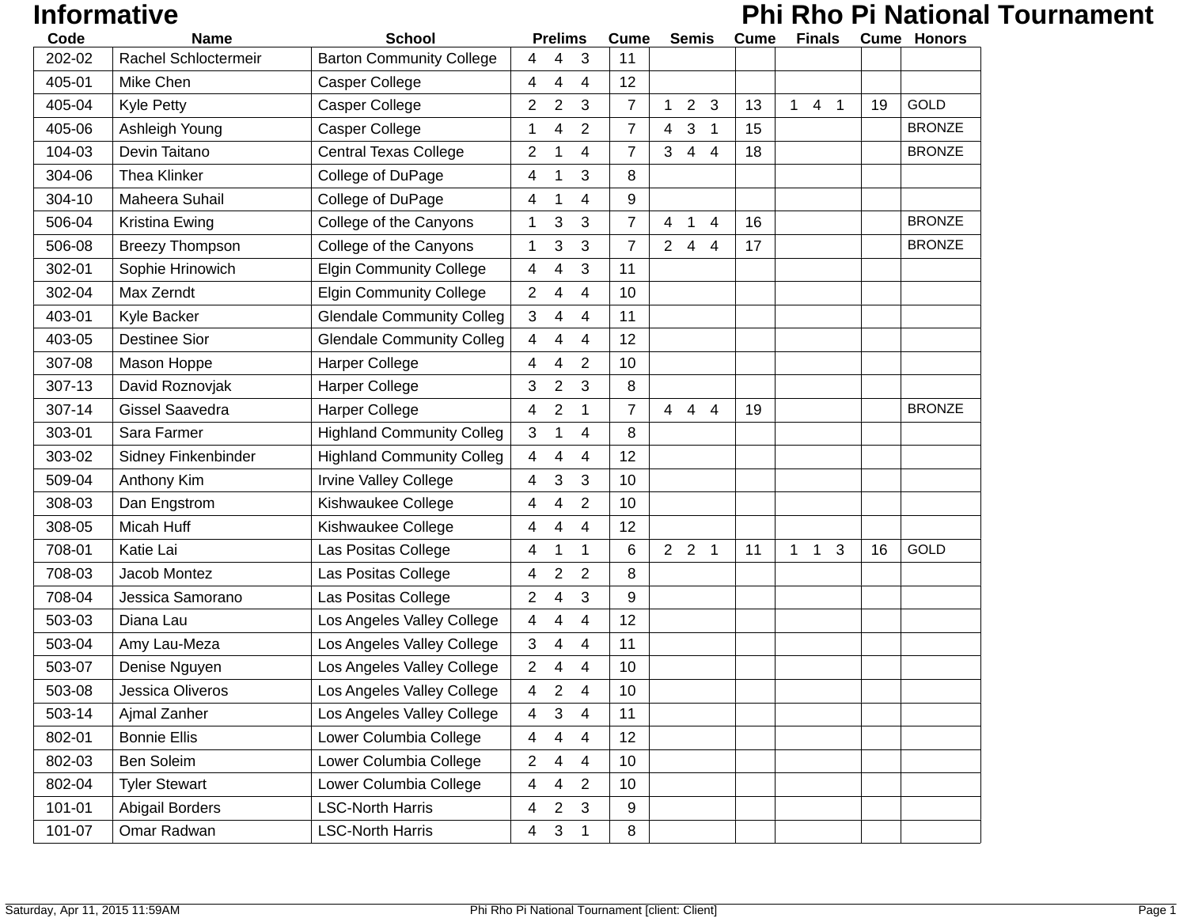# Informative

# Phi Rho Pi National Tournament

| Code | Name | School | Prelims | | | Cume | Semis | | | Cume | Finals | | | Cume | Honors |
|---|---|---|---|---|---|---|---|---|---|---|---|---|---|---|---|
| 202-02 | Rachel Schloctermeir | Barton Community College | 4 | 4 | 3 | 11 | | | | | | | | | |
| 405-01 | Mike Chen | Casper College | 4 | 4 | 4 | 12 | | | | | | | | | |
| 405-04 | Kyle Petty | Casper College | 2 | 2 | 3 | 7 | 1 | 2 | 3 | 13 | 1 | 4 | 1 | 19 | GOLD |
| 405-06 | Ashleigh Young | Casper College | 1 | 4 | 2 | 7 | 4 | 3 | 1 | 15 | | | | | BRONZE |
| 104-03 | Devin Taitano | Central Texas College | 2 | 1 | 4 | 7 | 3 | 4 | 4 | 18 | | | | | BRONZE |
| 304-06 | Thea Klinker | College of DuPage | 4 | 1 | 3 | 8 | | | | | | | | | |
| 304-10 | Maheera Suhail | College of DuPage | 4 | 1 | 4 | 9 | | | | | | | | | |
| 506-04 | Kristina Ewing | College of the Canyons | 1 | 3 | 3 | 7 | 4 | 1 | 4 | 16 | | | | | BRONZE |
| 506-08 | Breezy Thompson | College of the Canyons | 1 | 3 | 3 | 7 | 2 | 4 | 4 | 17 | | | | | BRONZE |
| 302-01 | Sophie Hrinowich | Elgin Community College | 4 | 4 | 3 | 11 | | | | | | | | | |
| 302-04 | Max Zerndt | Elgin Community College | 2 | 4 | 4 | 10 | | | | | | | | | |
| 403-01 | Kyle Backer | Glendale Community Colleg | 3 | 4 | 4 | 11 | | | | | | | | | |
| 403-05 | Destinee Sior | Glendale Community Colleg | 4 | 4 | 4 | 12 | | | | | | | | | |
| 307-08 | Mason Hoppe | Harper College | 4 | 4 | 2 | 10 | | | | | | | | | |
| 307-13 | David Roznovjak | Harper College | 3 | 2 | 3 | 8 | | | | | | | | | |
| 307-14 | Gissel Saavedra | Harper College | 4 | 2 | 1 | 7 | 4 | 4 | 4 | 19 | | | | | BRONZE |
| 303-01 | Sara Farmer | Highland Community Colleg | 3 | 1 | 4 | 8 | | | | | | | | | |
| 303-02 | Sidney Finkenbinder | Highland Community Colleg | 4 | 4 | 4 | 12 | | | | | | | | | |
| 509-04 | Anthony Kim | Irvine Valley College | 4 | 3 | 3 | 10 | | | | | | | | | |
| 308-03 | Dan Engstrom | Kishwaukee College | 4 | 4 | 2 | 10 | | | | | | | | | |
| 308-05 | Micah Huff | Kishwaukee College | 4 | 4 | 4 | 12 | | | | | | | | | |
| 708-01 | Katie Lai | Las Positas College | 4 | 1 | 1 | 6 | 2 | 2 | 1 | 11 | 1 | 1 | 3 | 16 | GOLD |
| 708-03 | Jacob Montez | Las Positas College | 4 | 2 | 2 | 8 | | | | | | | | | |
| 708-04 | Jessica Samorano | Las Positas College | 2 | 4 | 3 | 9 | | | | | | | | | |
| 503-03 | Diana Lau | Los Angeles Valley College | 4 | 4 | 4 | 12 | | | | | | | | | |
| 503-04 | Amy Lau-Meza | Los Angeles Valley College | 3 | 4 | 4 | 11 | | | | | | | | | |
| 503-07 | Denise Nguyen | Los Angeles Valley College | 2 | 4 | 4 | 10 | | | | | | | | | |
| 503-08 | Jessica Oliveros | Los Angeles Valley College | 4 | 2 | 4 | 10 | | | | | | | | | |
| 503-14 | Ajmal Zanher | Los Angeles Valley College | 4 | 3 | 4 | 11 | | | | | | | | | |
| 802-01 | Bonnie Ellis | Lower Columbia College | 4 | 4 | 4 | 12 | | | | | | | | | |
| 802-03 | Ben Soleim | Lower Columbia College | 2 | 4 | 4 | 10 | | | | | | | | | |
| 802-04 | Tyler Stewart | Lower Columbia College | 4 | 4 | 2 | 10 | | | | | | | | | |
| 101-01 | Abigail Borders | LSC-North Harris | 4 | 2 | 3 | 9 | | | | | | | | | |
| 101-07 | Omar Radwan | LSC-North Harris | 4 | 3 | 1 | 8 | | | | | | | | | |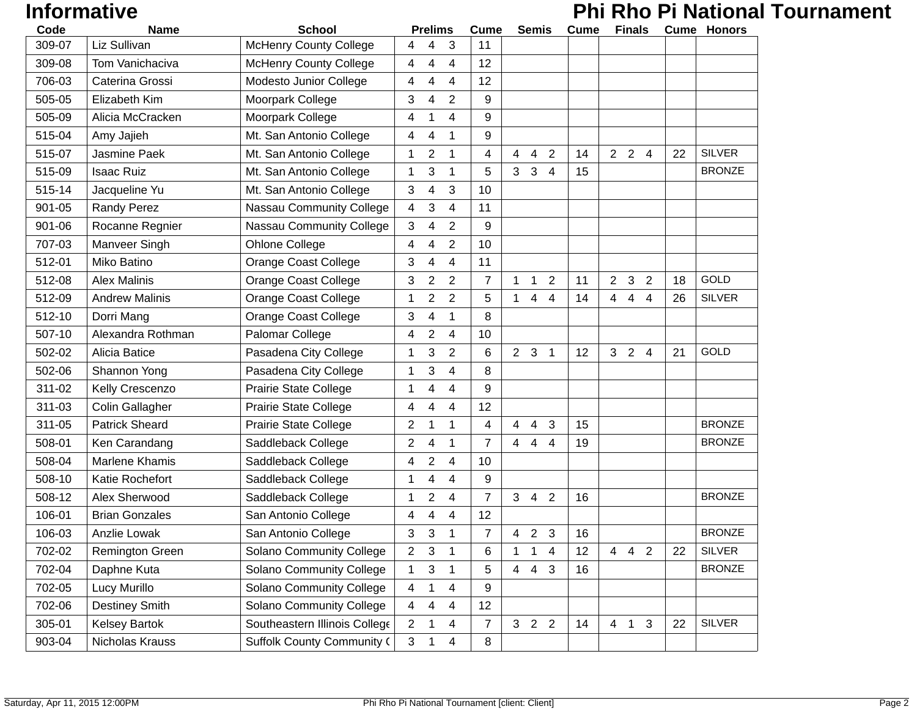# Informative

## Phi Rho Pi National Tournament

| Code | Name | School | Prelims | | | Cume | Semis | | | Cume | Finals | | | Cume | Honors |
|---|---|---|---|---|---|---|---|---|---|---|---|---|---|---|---|
| 309-07 | Liz Sullivan | McHenry County College | 4 | 4 | 3 | 11 | | | | | | | | | |
| 309-08 | Tom Vanichaciva | McHenry County College | 4 | 4 | 4 | 12 | | | | | | | | | |
| 706-03 | Caterina Grossi | Modesto Junior College | 4 | 4 | 4 | 12 | | | | | | | | | |
| 505-05 | Elizabeth Kim | Moorpark College | 3 | 4 | 2 | 9 | | | | | | | | | |
| 505-09 | Alicia McCracken | Moorpark College | 4 | 1 | 4 | 9 | | | | | | | | | |
| 515-04 | Amy Jajieh | Mt. San Antonio College | 4 | 4 | 1 | 9 | | | | | | | | | |
| 515-07 | Jasmine Paek | Mt. San Antonio College | 1 | 2 | 1 | 4 | 4 | 4 | 2 | 14 | 2 | 2 | 4 | 22 | SILVER |
| 515-09 | Isaac Ruiz | Mt. San Antonio College | 1 | 3 | 1 | 5 | 3 | 3 | 4 | 15 | | | | | BRONZE |
| 515-14 | Jacqueline Yu | Mt. San Antonio College | 3 | 4 | 3 | 10 | | | | | | | | | |
| 901-05 | Randy Perez | Nassau Community College | 4 | 3 | 4 | 11 | | | | | | | | | |
| 901-06 | Rocanne Regnier | Nassau Community College | 3 | 4 | 2 | 9 | | | | | | | | | |
| 707-03 | Manveer Singh | Ohlone College | 4 | 4 | 2 | 10 | | | | | | | | | |
| 512-01 | Miko Batino | Orange Coast College | 3 | 4 | 4 | 11 | | | | | | | | | |
| 512-08 | Alex Malinis | Orange Coast College | 3 | 2 | 2 | 7 | 1 | 1 | 2 | 11 | 2 | 3 | 2 | 18 | GOLD |
| 512-09 | Andrew Malinis | Orange Coast College | 1 | 2 | 2 | 5 | 1 | 4 | 4 | 14 | 4 | 4 | 4 | 26 | SILVER |
| 512-10 | Dorri Mang | Orange Coast College | 3 | 4 | 1 | 8 | | | | | | | | | |
| 507-10 | Alexandra Rothman | Palomar College | 4 | 2 | 4 | 10 | | | | | | | | | |
| 502-02 | Alicia Batice | Pasadena City College | 1 | 3 | 2 | 6 | 2 | 3 | 1 | 12 | 3 | 2 | 4 | 21 | GOLD |
| 502-06 | Shannon Yong | Pasadena City College | 1 | 3 | 4 | 8 | | | | | | | | | |
| 311-02 | Kelly Crescenzo | Prairie State College | 1 | 4 | 4 | 9 | | | | | | | | | |
| 311-03 | Colin Gallagher | Prairie State College | 4 | 4 | 4 | 12 | | | | | | | | | |
| 311-05 | Patrick Sheard | Prairie State College | 2 | 1 | 1 | 4 | 4 | 4 | 3 | 15 | | | | | BRONZE |
| 508-01 | Ken Carandang | Saddleback College | 2 | 4 | 1 | 7 | 4 | 4 | 4 | 19 | | | | | BRONZE |
| 508-04 | Marlene Khamis | Saddleback College | 4 | 2 | 4 | 10 | | | | | | | | | |
| 508-10 | Katie Rochefort | Saddleback College | 1 | 4 | 4 | 9 | | | | | | | | | |
| 508-12 | Alex Sherwood | Saddleback College | 1 | 2 | 4 | 7 | 3 | 4 | 2 | 16 | | | | | BRONZE |
| 106-01 | Brian Gonzales | San Antonio College | 4 | 4 | 4 | 12 | | | | | | | | | |
| 106-03 | Anzlie Lowak | San Antonio College | 3 | 3 | 1 | 7 | 4 | 2 | 3 | 16 | | | | | BRONZE |
| 702-02 | Remington Green | Solano Community College | 2 | 3 | 1 | 6 | 1 | 1 | 4 | 12 | 4 | 4 | 2 | 22 | SILVER |
| 702-04 | Daphne Kuta | Solano Community College | 1 | 3 | 1 | 5 | 4 | 4 | 3 | 16 | | | | | BRONZE |
| 702-05 | Lucy Murillo | Solano Community College | 4 | 1 | 4 | 9 | | | | | | | | | |
| 702-06 | Destiney Smith | Solano Community College | 4 | 4 | 4 | 12 | | | | | | | | | |
| 305-01 | Kelsey Bartok | Southeastern Illinois College | 2 | 1 | 4 | 7 | 3 | 2 | 2 | 14 | 4 | 1 | 3 | 22 | SILVER |
| 903-04 | Nicholas Krauss | Suffolk County Community C | 3 | 1 | 4 | 8 | | | | | | | | | |

Saturday, Apr 11, 2015 12:00PM — Phi Rho Pi National Tournament [client: Client]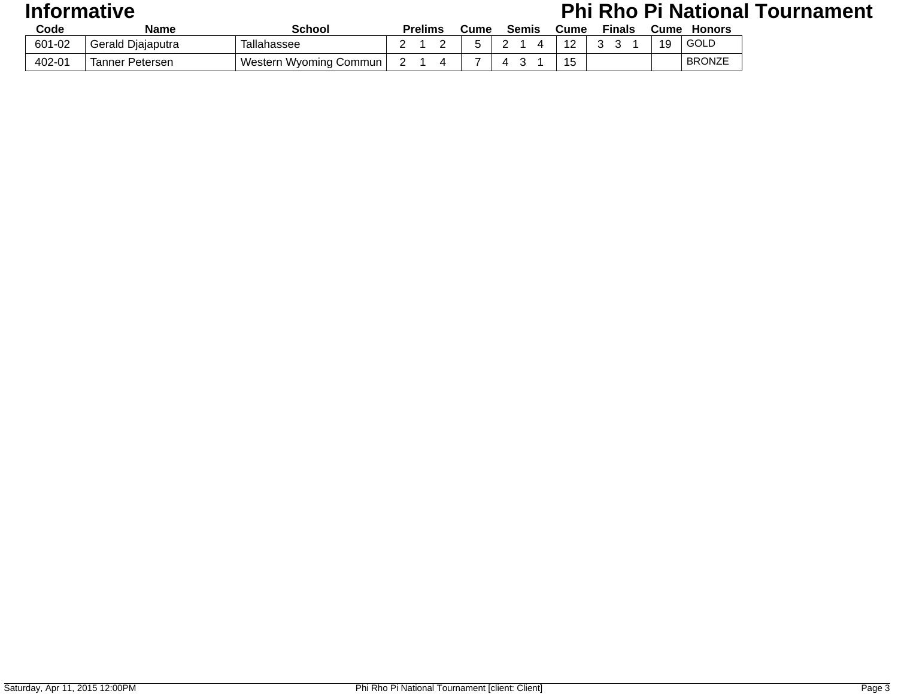# Informative

## Phi Rho Pi National Tournament

| Code | Name | School | Prelims | Cume | Semis | Cume | Finals | Cume | Honors |
|---|---|---|---|---|---|---|---|---|---|
| 601-02 | Gerald Djajaputra | Tallahassee | 2 1 2 | 5 | 2 1 4 | 12 | 3 3 1 | 19 | GOLD |
| 402-01 | Tanner Petersen | Western Wyoming Commun | 2 1 4 | 7 | 4 3 1 | 15 | | | BRONZE |